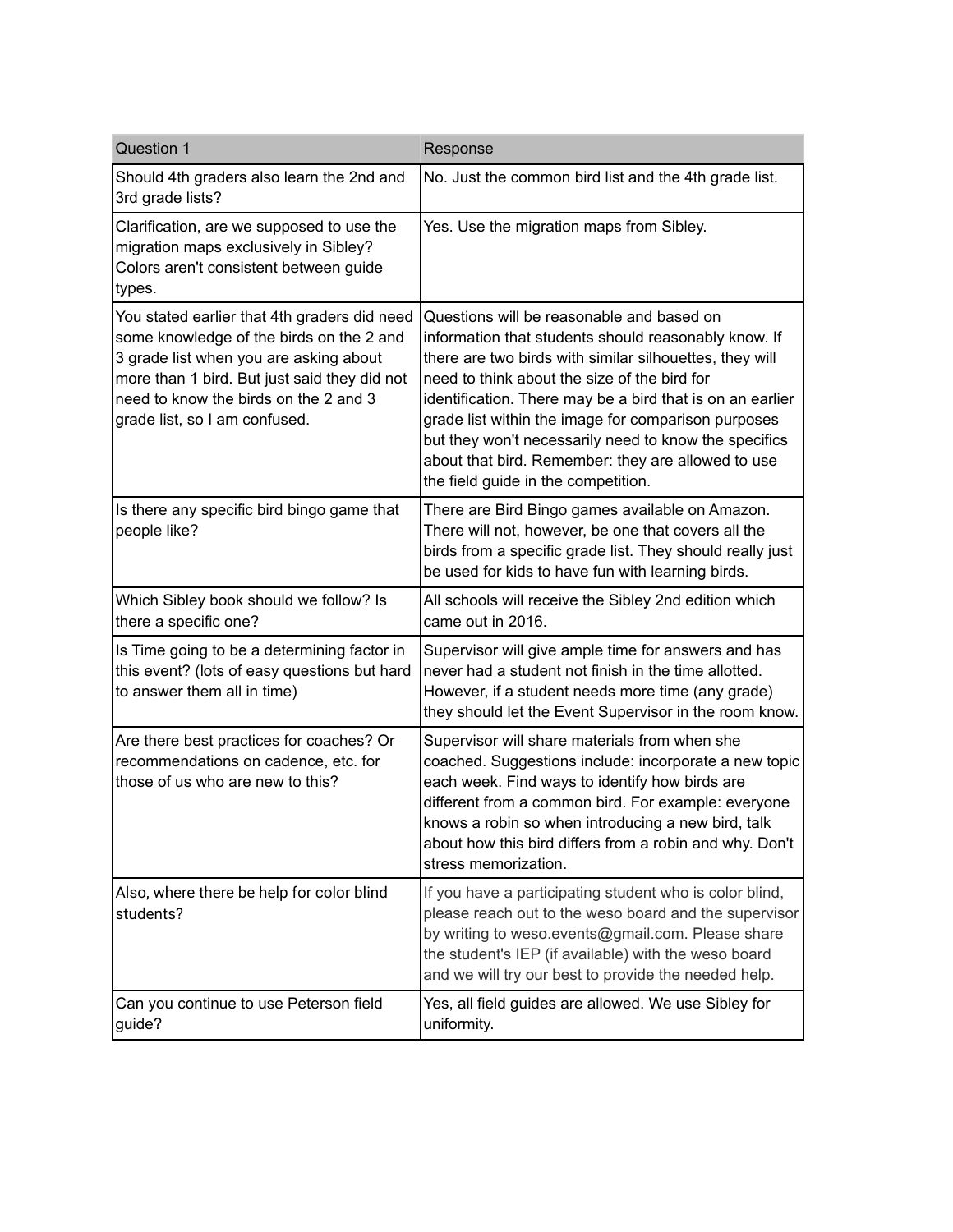| Question 1 | Response |
| --- | --- |
| Should 4th graders also learn the 2nd and 3rd grade lists? | No. Just the common bird list and the 4th grade list. |
| Clarification, are we supposed to use the migration maps exclusively in Sibley? Colors aren't consistent between guide types. | Yes. Use the migration maps from Sibley. |
| You stated earlier that 4th graders did need some knowledge of the birds on the 2 and 3 grade list when you are asking about more than 1 bird. But just said they did not need to know the birds on the 2 and 3 grade list, so I am confused. | Questions will be reasonable and based on information that students should reasonably know. If there are two birds with similar silhouettes, they will need to think about the size of the bird for identification. There may be a bird that is on an earlier grade list within the image for comparison purposes but they won't necessarily need to know the specifics about that bird. Remember: they are allowed to use the field guide in the competition. |
| Is there any specific bird bingo game that people like? | There are Bird Bingo games available on Amazon. There will not, however, be one that covers all the birds from a specific grade list. They should really just be used for kids to have fun with learning birds. |
| Which Sibley book should we follow? Is there a specific one? | All schools will receive the Sibley 2nd edition which came out in 2016. |
| Is Time going to be a determining factor in this event? (lots of easy questions but hard to answer them all in time) | Supervisor will give ample time for answers and has never had a student not finish in the time allotted. However, if a student needs more time (any grade) they should let the Event Supervisor in the room know. |
| Are there best practices for coaches? Or recommendations on cadence, etc. for those of us who are new to this? | Supervisor will share materials from when she coached. Suggestions include: incorporate a new topic each week. Find ways to identify how birds are different from a common bird. For example: everyone knows a robin so when introducing a new bird, talk about how this bird differs from a robin and why. Don't stress memorization. |
| Also, where there be help for color blind students? | If you have a participating student who is color blind, please reach out to the weso board and the supervisor by writing to weso.events@gmail.com. Please share the student's IEP (if available) with the weso board and we will try our best to provide the needed help. |
| Can you continue to use Peterson field guide? | Yes, all field guides are allowed. We use Sibley for uniformity. |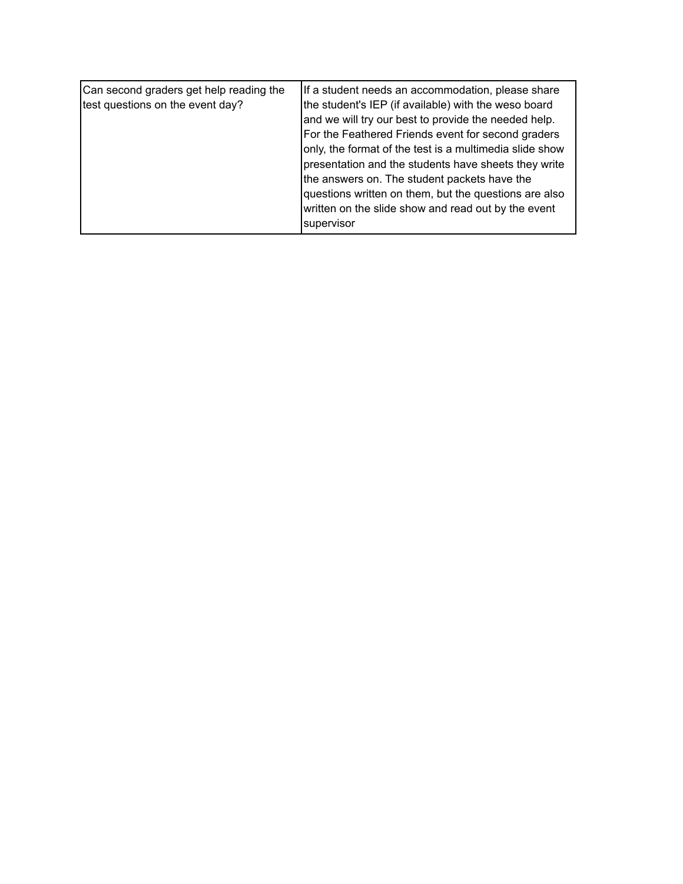| | |
|---|---|
| Can second graders get help reading the test questions on the event day? | If a student needs an accommodation, please share the student's IEP (if available) with the weso board and we will try our best to provide the needed help. For the Feathered Friends event for second graders only, the format of the test is a multimedia slide show presentation and the students have sheets they write the answers on. The student packets have the questions written on them, but the questions are also written on the slide show and read out by the event supervisor |